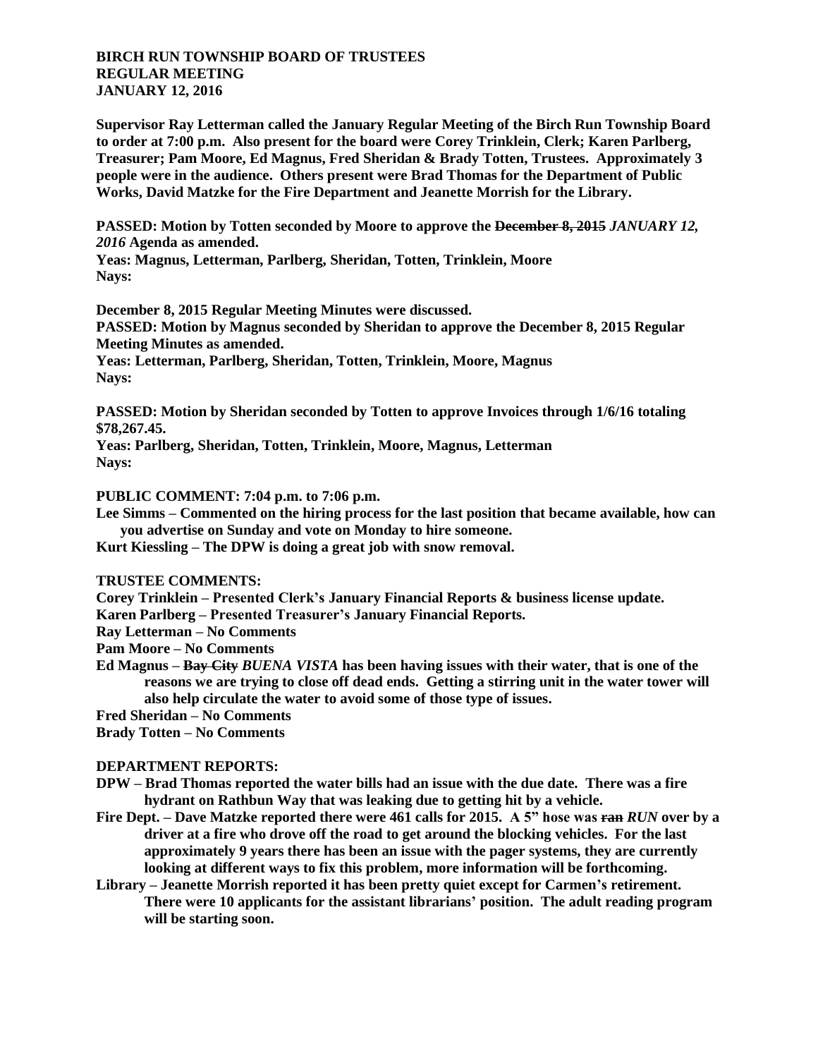**BIRCH RUN TOWNSHIP BOARD OF TRUSTEES**
**REGULAR MEETING**
**JANUARY 12, 2016**

**Supervisor Ray Letterman called the January Regular Meeting of the Birch Run Township Board to order at 7:00 p.m. Also present for the board were Corey Trinklein, Clerk; Karen Parlberg, Treasurer; Pam Moore, Ed Magnus, Fred Sheridan & Brady Totten, Trustees. Approximately 3 people were in the audience. Others present were Brad Thomas for the Department of Public Works, David Matzke for the Fire Department and Jeanette Morrish for the Library.**

**PASSED: Motion by Totten seconded by Moore to approve the ~~December 8, 2015~~ *JANUARY 12, 2016* Agenda as amended.**
**Yeas: Magnus, Letterman, Parlberg, Sheridan, Totten, Trinklein, Moore**
**Nays:**

**December 8, 2015 Regular Meeting Minutes were discussed.**
**PASSED: Motion by Magnus seconded by Sheridan to approve the December 8, 2015 Regular Meeting Minutes as amended.**
**Yeas: Letterman, Parlberg, Sheridan, Totten, Trinklein, Moore, Magnus**
**Nays:**

**PASSED: Motion by Sheridan seconded by Totten to approve Invoices through 1/6/16 totaling $78,267.45.**
**Yeas: Parlberg, Sheridan, Totten, Trinklein, Moore, Magnus, Letterman**
**Nays:**

**PUBLIC COMMENT: 7:04 p.m. to 7:06 p.m.**
**Lee Simms – Commented on the hiring process for the last position that became available, how can you advertise on Sunday and vote on Monday to hire someone.**
**Kurt Kiessling – The DPW is doing a great job with snow removal.**

**TRUSTEE COMMENTS:**
**Corey Trinklein – Presented Clerk's January Financial Reports & business license update.**
**Karen Parlberg – Presented Treasurer's January Financial Reports.**
**Ray Letterman – No Comments**
**Pam Moore – No Comments**
**Ed Magnus – ~~Bay City~~ *BUENA VISTA* has been having issues with their water, that is one of the reasons we are trying to close off dead ends. Getting a stirring unit in the water tower will also help circulate the water to avoid some of those type of issues.**
**Fred Sheridan – No Comments**
**Brady Totten – No Comments**

**DEPARTMENT REPORTS:**
**DPW – Brad Thomas reported the water bills had an issue with the due date. There was a fire hydrant on Rathbun Way that was leaking due to getting hit by a vehicle.**
**Fire Dept. – Dave Matzke reported there were 461 calls for 2015. A 5" hose was ~~ran~~ *RUN* over by a driver at a fire who drove off the road to get around the blocking vehicles. For the last approximately 9 years there has been an issue with the pager systems, they are currently looking at different ways to fix this problem, more information will be forthcoming.**
**Library – Jeanette Morrish reported it has been pretty quiet except for Carmen's retirement. There were 10 applicants for the assistant librarians' position. The adult reading program will be starting soon.**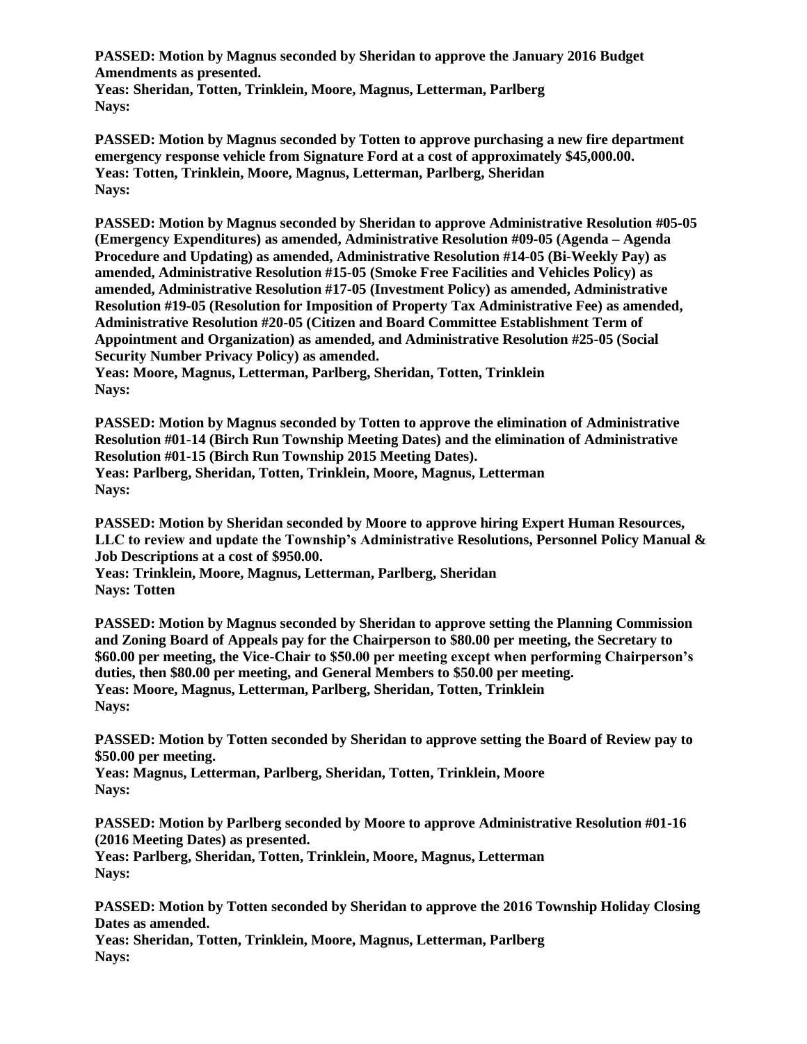**PASSED: Motion by Magnus seconded by Sheridan to approve the January 2016 Budget Amendments as presented.**
**Yeas: Sheridan, Totten, Trinklein, Moore, Magnus, Letterman, Parlberg**
**Nays:**

**PASSED: Motion by Magnus seconded by Totten to approve purchasing a new fire department emergency response vehicle from Signature Ford at a cost of approximately $45,000.00.**
**Yeas: Totten, Trinklein, Moore, Magnus, Letterman, Parlberg, Sheridan**
**Nays:**

**PASSED: Motion by Magnus seconded by Sheridan to approve Administrative Resolution #05-05 (Emergency Expenditures) as amended, Administrative Resolution #09-05 (Agenda – Agenda Procedure and Updating) as amended, Administrative Resolution #14-05 (Bi-Weekly Pay) as amended, Administrative Resolution #15-05 (Smoke Free Facilities and Vehicles Policy) as amended, Administrative Resolution #17-05 (Investment Policy) as amended, Administrative Resolution #19-05 (Resolution for Imposition of Property Tax Administrative Fee) as amended, Administrative Resolution #20-05 (Citizen and Board Committee Establishment Term of Appointment and Organization) as amended, and Administrative Resolution #25-05 (Social Security Number Privacy Policy) as amended.**
**Yeas: Moore, Magnus, Letterman, Parlberg, Sheridan, Totten, Trinklein**
**Nays:**

**PASSED: Motion by Magnus seconded by Totten to approve the elimination of Administrative Resolution #01-14 (Birch Run Township Meeting Dates) and the elimination of Administrative Resolution #01-15 (Birch Run Township 2015 Meeting Dates).**
**Yeas: Parlberg, Sheridan, Totten, Trinklein, Moore, Magnus, Letterman**
**Nays:**

**PASSED: Motion by Sheridan seconded by Moore to approve hiring Expert Human Resources, LLC to review and update the Township's Administrative Resolutions, Personnel Policy Manual & Job Descriptions at a cost of $950.00.**
**Yeas: Trinklein, Moore, Magnus, Letterman, Parlberg, Sheridan**
**Nays: Totten**

**PASSED: Motion by Magnus seconded by Sheridan to approve setting the Planning Commission and Zoning Board of Appeals pay for the Chairperson to $80.00 per meeting, the Secretary to $60.00 per meeting, the Vice-Chair to $50.00 per meeting except when performing Chairperson's duties, then $80.00 per meeting, and General Members to $50.00 per meeting.**
**Yeas: Moore, Magnus, Letterman, Parlberg, Sheridan, Totten, Trinklein**
**Nays:**

**PASSED: Motion by Totten seconded by Sheridan to approve setting the Board of Review pay to $50.00 per meeting.**
**Yeas: Magnus, Letterman, Parlberg, Sheridan, Totten, Trinklein, Moore**
**Nays:**

**PASSED: Motion by Parlberg seconded by Moore to approve Administrative Resolution #01-16 (2016 Meeting Dates) as presented.**
**Yeas: Parlberg, Sheridan, Totten, Trinklein, Moore, Magnus, Letterman**
**Nays:**

**PASSED: Motion by Totten seconded by Sheridan to approve the 2016 Township Holiday Closing Dates as amended.**
**Yeas: Sheridan, Totten, Trinklein, Moore, Magnus, Letterman, Parlberg**
**Nays:**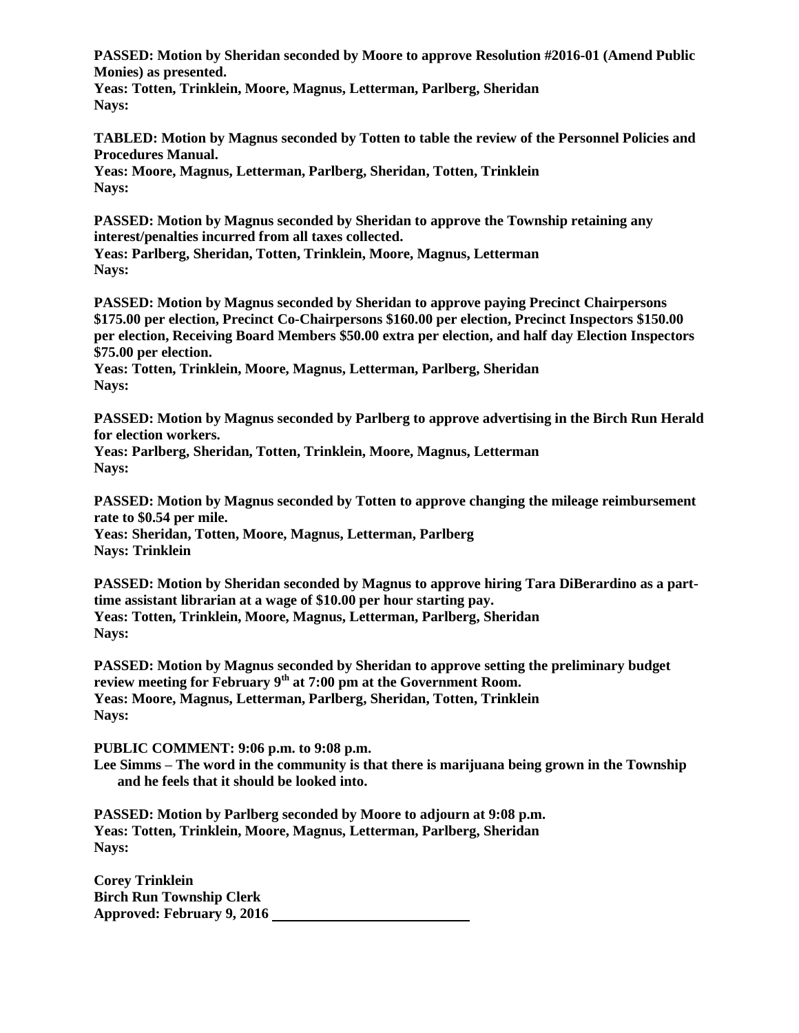**PASSED: Motion by Sheridan seconded by Moore to approve Resolution #2016-01 (Amend Public Monies) as presented.**
**Yeas: Totten, Trinklein, Moore, Magnus, Letterman, Parlberg, Sheridan**
**Nays:**

**TABLED: Motion by Magnus seconded by Totten to table the review of the Personnel Policies and Procedures Manual.**
**Yeas: Moore, Magnus, Letterman, Parlberg, Sheridan, Totten, Trinklein**
**Nays:**

**PASSED: Motion by Magnus seconded by Sheridan to approve the Township retaining any interest/penalties incurred from all taxes collected.**
**Yeas: Parlberg, Sheridan, Totten, Trinklein, Moore, Magnus, Letterman**
**Nays:**

**PASSED: Motion by Magnus seconded by Sheridan to approve paying Precinct Chairpersons $175.00 per election, Precinct Co-Chairpersons $160.00 per election, Precinct Inspectors $150.00 per election, Receiving Board Members $50.00 extra per election, and half day Election Inspectors $75.00 per election.**
**Yeas: Totten, Trinklein, Moore, Magnus, Letterman, Parlberg, Sheridan**
**Nays:**

**PASSED: Motion by Magnus seconded by Parlberg to approve advertising in the Birch Run Herald for election workers.**
**Yeas: Parlberg, Sheridan, Totten, Trinklein, Moore, Magnus, Letterman**
**Nays:**

**PASSED: Motion by Magnus seconded by Totten to approve changing the mileage reimbursement rate to $0.54 per mile.**
**Yeas: Sheridan, Totten, Moore, Magnus, Letterman, Parlberg**
**Nays: Trinklein**

**PASSED: Motion by Sheridan seconded by Magnus to approve hiring Tara DiBerardino as a part-time assistant librarian at a wage of $10.00 per hour starting pay.**
**Yeas: Totten, Trinklein, Moore, Magnus, Letterman, Parlberg, Sheridan**
**Nays:**

**PASSED: Motion by Magnus seconded by Sheridan to approve setting the preliminary budget review meeting for February 9th at 7:00 pm at the Government Room.**
**Yeas: Moore, Magnus, Letterman, Parlberg, Sheridan, Totten, Trinklein**
**Nays:**

**PUBLIC COMMENT: 9:06 p.m. to 9:08 p.m.**
**Lee Simms – The word in the community is that there is marijuana being grown in the Township and he feels that it should be looked into.**

**PASSED: Motion by Parlberg seconded by Moore to adjourn at 9:08 p.m.**
**Yeas: Totten, Trinklein, Moore, Magnus, Letterman, Parlberg, Sheridan**
**Nays:**

**Corey Trinklein**
**Birch Run Township Clerk**
**Approved: February 9, 2016** ____________________________